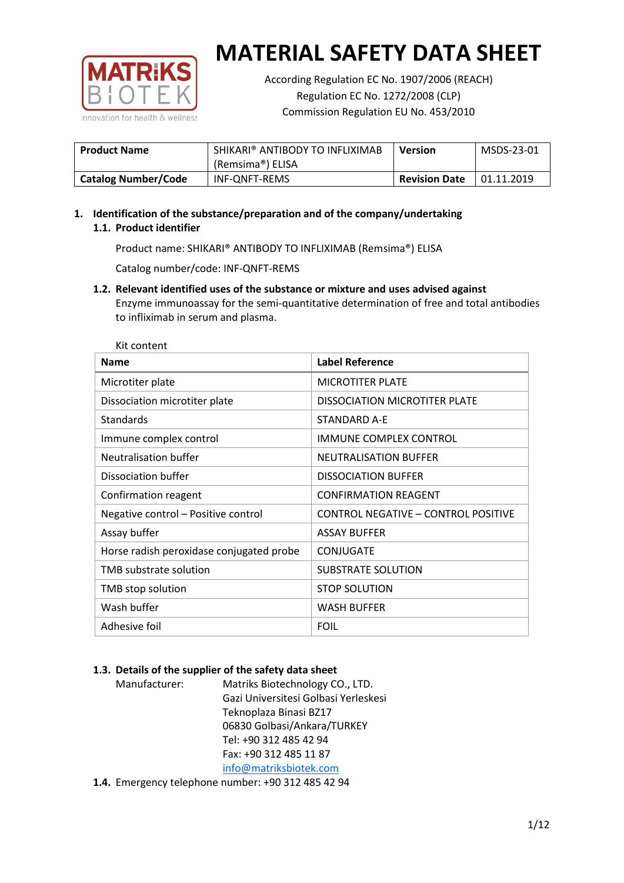# MATERIAL SAFETY DATA SHEET

According Regulation EC No. 1907/2006 (REACH)
Regulation EC No. 1272/2008 (CLP)
Commission Regulation EU No. 453/2010

| **Product Name** | SHIKARI® ANTIBODY TO INFLIXIMAB (Remsima®) ELISA | **Version** | MSDS-23-01 |
|---|---|---|---|
| **Catalog Number/Code** | INF-QNFT-REMS | **Revision Date** | 01.11.2019 |

## 1. Identification of the substance/preparation and of the company/undertaking

### 1.1. Product identifier

Product name: SHIKARI® ANTIBODY TO INFLIXIMAB (Remsima®) ELISA

Catalog number/code: INF-QNFT-REMS

### 1.2. Relevant identified uses of the substance or mixture and uses advised against

Enzyme immunoassay for the semi-quantitative determination of free and total antibodies to infliximab in serum and plasma.

Kit content

| Name | Label Reference |
|---|---|
| Microtiter plate | MICROTITER PLATE |
| Dissociation microtiter plate | DISSOCIATION MICROTITER PLATE |
| Standards | STANDARD A-E |
| Immune complex control | IMMUNE COMPLEX CONTROL |
| Neutralisation buffer | NEUTRALISATION BUFFER |
| Dissociation buffer | DISSOCIATION BUFFER |
| Confirmation reagent | CONFIRMATION REAGENT |
| Negative control – Positive control | CONTROL NEGATIVE – CONTROL POSITIVE |
| Assay buffer | ASSAY BUFFER |
| Horse radish peroxidase conjugated probe | CONJUGATE |
| TMB substrate solution | SUBSTRATE SOLUTION |
| TMB stop solution | STOP SOLUTION |
| Wash buffer | WASH BUFFER |
| Adhesive foil | FOIL |

### 1.3. Details of the supplier of the safety data sheet

Manufacturer: Matriks Biotechnology CO., LTD.
Gazi Universitesi Golbasi Yerleskesi
Teknoplaza Binasi BZ17
06830 Golbasi/Ankara/TURKEY
Tel: +90 312 485 42 94
Fax: +90 312 485 11 87
info@matriksbiotek.com

**1.4.** Emergency telephone number: +90 312 485 42 94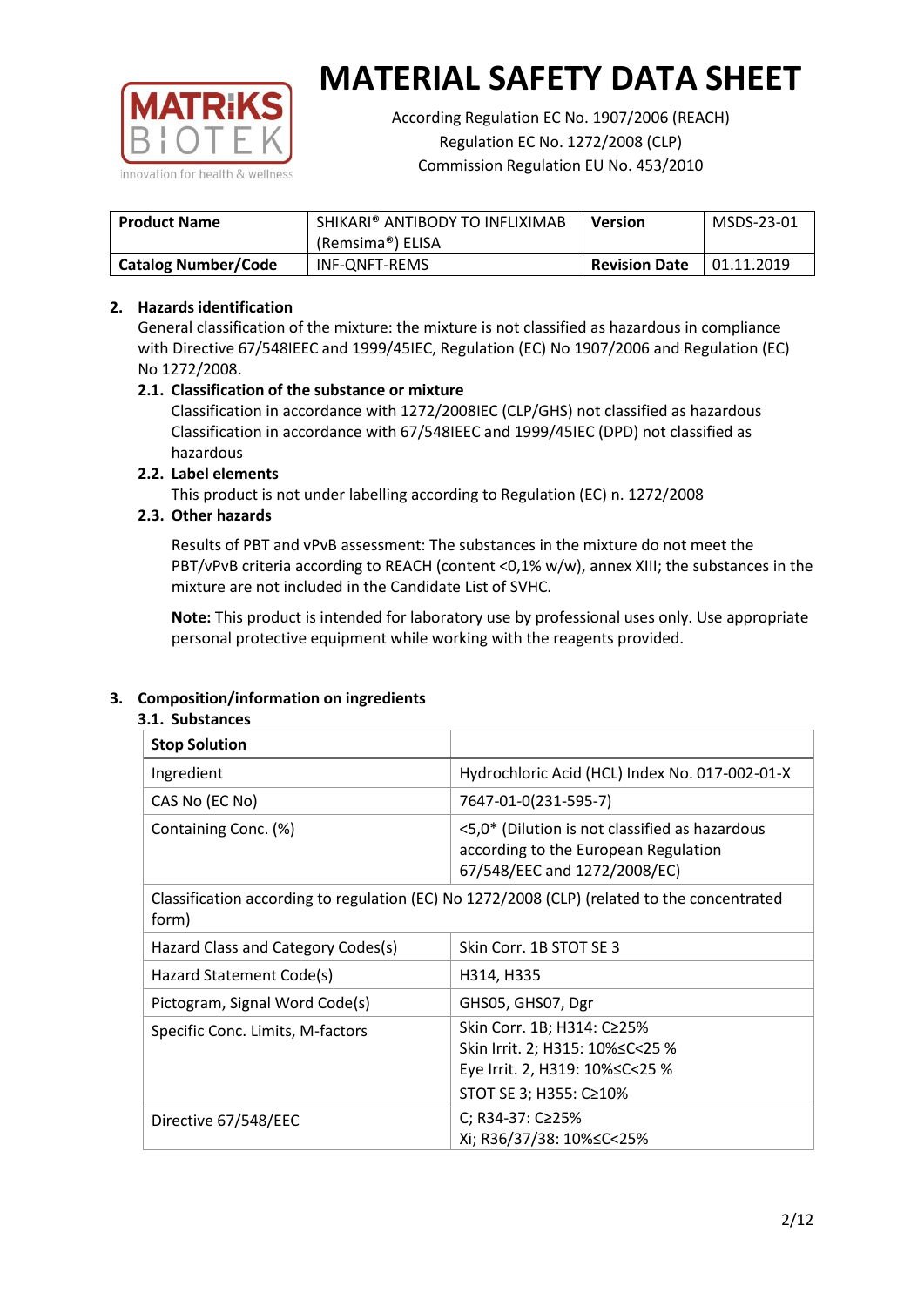# MATERIAL SAFETY DATA SHEET

According Regulation EC No. 1907/2006 (REACH)
Regulation EC No. 1272/2008 (CLP)
Commission Regulation EU No. 453/2010

| **Product Name** | SHIKARI® ANTIBODY TO INFLIXIMAB (Remsima®) ELISA | **Version** | MSDS-23-01 |
|---|---|---|---|
| **Catalog Number/Code** | INF-QNFT-REMS | **Revision Date** | 01.11.2019 |

## 2. Hazards identification

General classification of the mixture: the mixture is not classified as hazardous in compliance with Directive 67/548IEEC and 1999/45IEC, Regulation (EC) No 1907/2006 and Regulation (EC) No 1272/2008.

### 2.1. Classification of the substance or mixture

Classification in accordance with 1272/2008IEC (CLP/GHS) not classified as hazardous
Classification in accordance with 67/548IEEC and 1999/45IEC (DPD) not classified as hazardous

### 2.2. Label elements

This product is not under labelling according to Regulation (EC) n. 1272/2008

### 2.3. Other hazards

Results of PBT and vPvB assessment: The substances in the mixture do not meet the PBT/vPvB criteria according to REACH (content <0,1% w/w), annex XIII; the substances in the mixture are not included in the Candidate List of SVHC.

**Note:** This product is intended for laboratory use by professional uses only. Use appropriate personal protective equipment while working with the reagents provided.

## 3. Composition/information on ingredients

### 3.1. Substances

| **Stop Solution** | |
|---|---|
| Ingredient | Hydrochloric Acid (HCL) Index No. 017-002-01-X |
| CAS No (EC No) | 7647-01-0(231-595-7) |
| Containing Conc. (%) | <5,0* (Dilution is not classified as hazardous according to the European Regulation 67/548/EEC and 1272/2008/EC) |
| Classification according to regulation (EC) No 1272/2008 (CLP) (related to the concentrated form) | |
| Hazard Class and Category Codes(s) | Skin Corr. 1B STOT SE 3 |
| Hazard Statement Code(s) | H314, H335 |
| Pictogram, Signal Word Code(s) | GHS05, GHS07, Dgr |
| Specific Conc. Limits, M-factors | Skin Corr. 1B; H314: C≥25%<br>Skin Irrit. 2; H315: 10%≤C<25 %<br>Eye Irrit. 2, H319: 10%≤C<25 %<br>STOT SE 3; H355: C≥10% |
| Directive 67/548/EEC | C; R34-37: C≥25%<br>Xi; R36/37/38: 10%≤C<25% |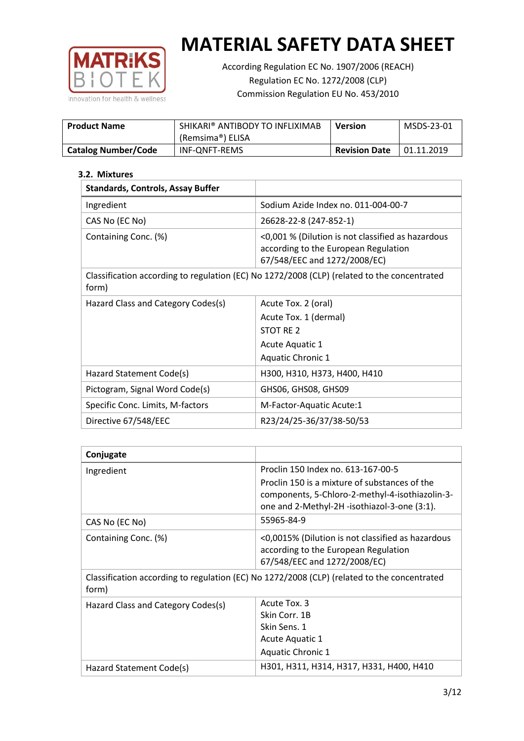# MATERIAL SAFETY DATA SHEET

According Regulation EC No. 1907/2006 (REACH)
Regulation EC No. 1272/2008 (CLP)
Commission Regulation EU No. 453/2010

| **Product Name** | SHIKARI® ANTIBODY TO INFLIXIMAB (Remsima®) ELISA | **Version** | MSDS-23-01 |
|---|---|---|---|
| **Catalog Number/Code** | INF-QNFT-REMS | **Revision Date** | 01.11.2019 |

### 3.2. Mixtures

| **Standards, Controls, Assay Buffer** | |
|---|---|
| Ingredient | Sodium Azide Index no. 011-004-00-7 |
| CAS No (EC No) | 26628-22-8 (247-852-1) |
| Containing Conc. (%) | <0,001 % (Dilution is not classified as hazardous according to the European Regulation 67/548/EEC and 1272/2008/EC) |
| Classification according to regulation (EC) No 1272/2008 (CLP) (related to the concentrated form) | |
| Hazard Class and Category Codes(s) | Acute Tox. 2 (oral)<br>Acute Tox. 1 (dermal)<br>STOT RE 2<br>Acute Aquatic 1<br>Aquatic Chronic 1 |
| Hazard Statement Code(s) | H300, H310, H373, H400, H410 |
| Pictogram, Signal Word Code(s) | GHS06, GHS08, GHS09 |
| Specific Conc. Limits, M-factors | M-Factor-Aquatic Acute:1 |
| Directive 67/548/EEC | R23/24/25-36/37/38-50/53 |

| **Conjugate** | |
|---|---|
| Ingredient | Proclin 150 Index no. 613-167-00-5<br>Proclin 150 is a mixture of substances of the components, 5-Chloro-2-methyl-4-isothiazolin-3-one and 2-Methyl-2H -isothiazol-3-one (3:1). |
| CAS No (EC No) | 55965-84-9 |
| Containing Conc. (%) | <0,0015% (Dilution is not classified as hazardous according to the European Regulation 67/548/EEC and 1272/2008/EC) |
| Classification according to regulation (EC) No 1272/2008 (CLP) (related to the concentrated form) | |
| Hazard Class and Category Codes(s) | Acute Tox. 3<br>Skin Corr. 1B<br>Skin Sens. 1<br>Acute Aquatic 1<br>Aquatic Chronic 1 |
| Hazard Statement Code(s) | H301, H311, H314, H317, H331, H400, H410 |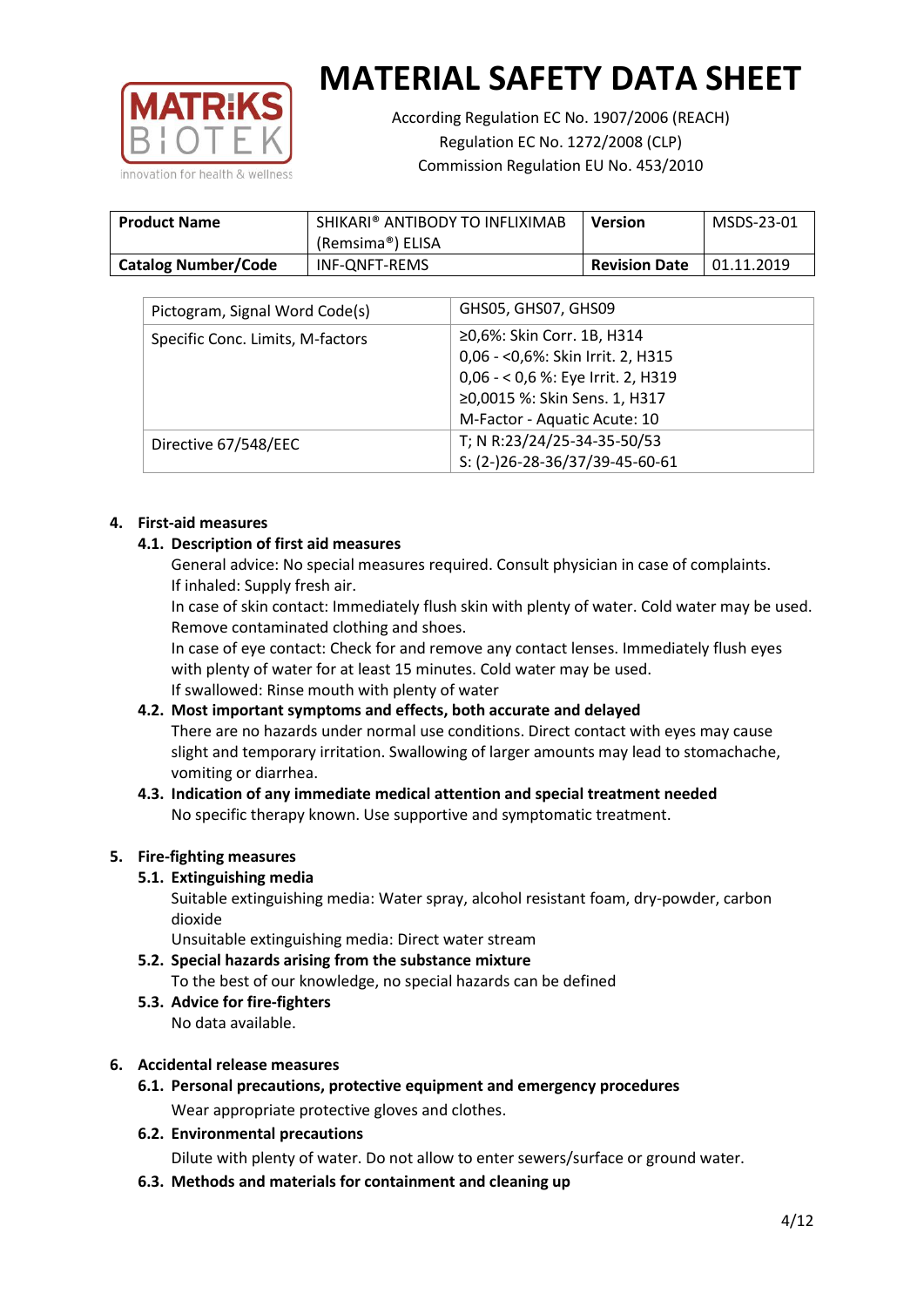# MATERIAL SAFETY DATA SHEET

According Regulation EC No. 1907/2006 (REACH)
Regulation EC No. 1272/2008 (CLP)
Commission Regulation EU No. 453/2010

| **Product Name** | SHIKARI® ANTIBODY TO INFLIXIMAB (Remsima®) ELISA | **Version** | MSDS-23-01 |
|---|---|---|---|
| **Catalog Number/Code** | INF-QNFT-REMS | **Revision Date** | 01.11.2019 |

| Pictogram, Signal Word Code(s) | GHS05, GHS07, GHS09 |
|---|---|
| Specific Conc. Limits, M-factors | ≥0,6%: Skin Corr. 1B, H314<br>0,06 - <0,6%: Skin Irrit. 2, H315<br>0,06 - < 0,6 %: Eye Irrit. 2, H319<br>≥0,0015 %: Skin Sens. 1, H317<br>M-Factor - Aquatic Acute: 10 |
| Directive 67/548/EEC | T; N R:23/24/25-34-35-50/53<br>S: (2-)26-28-36/37/39-45-60-61 |

## 4. First-aid measures

### 4.1. Description of first aid measures

General advice: No special measures required. Consult physician in case of complaints.
If inhaled: Supply fresh air.
In case of skin contact: Immediately flush skin with plenty of water. Cold water may be used. Remove contaminated clothing and shoes.
In case of eye contact: Check for and remove any contact lenses. Immediately flush eyes with plenty of water for at least 15 minutes. Cold water may be used.
If swallowed: Rinse mouth with plenty of water

### 4.2. Most important symptoms and effects, both accurate and delayed

There are no hazards under normal use conditions. Direct contact with eyes may cause slight and temporary irritation. Swallowing of larger amounts may lead to stomachache, vomiting or diarrhea.

### 4.3. Indication of any immediate medical attention and special treatment needed

No specific therapy known. Use supportive and symptomatic treatment.

## 5. Fire-fighting measures

### 5.1. Extinguishing media

Suitable extinguishing media: Water spray, alcohol resistant foam, dry-powder, carbon dioxide
Unsuitable extinguishing media: Direct water stream

### 5.2. Special hazards arising from the substance mixture

To the best of our knowledge, no special hazards can be defined

### 5.3. Advice for fire-fighters

No data available.

## 6. Accidental release measures

### 6.1. Personal precautions, protective equipment and emergency procedures

Wear appropriate protective gloves and clothes.

### 6.2. Environmental precautions

Dilute with plenty of water. Do not allow to enter sewers/surface or ground water.

### 6.3. Methods and materials for containment and cleaning up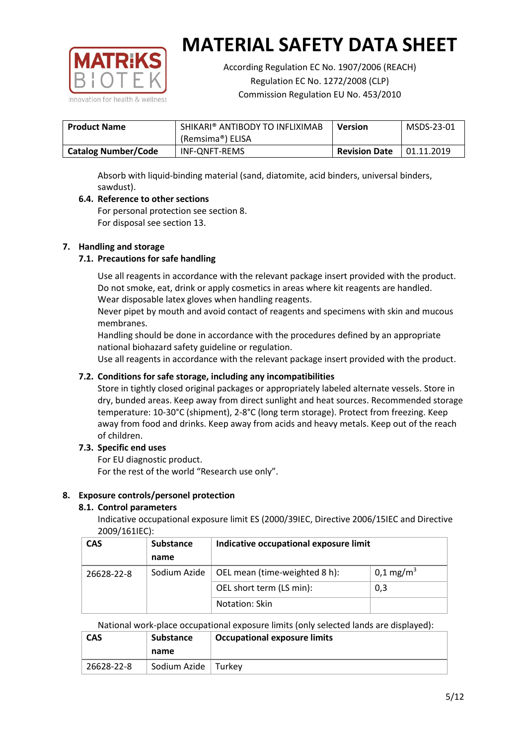| **Product Name** | SHIKARI® ANTIBODY TO INFLIXIMAB (Remsima®) ELISA | **Version** | MSDS-23-01 |
|---|---|---|---|
| **Catalog Number/Code** | INF-QNFT-REMS | **Revision Date** | 01.11.2019 |

Absorb with liquid-binding material (sand, diatomite, acid binders, universal binders, sawdust).

### 6.4. Reference to other sections

For personal protection see section 8.
For disposal see section 13.

## 7. Handling and storage

### 7.1. Precautions for safe handling

Use all reagents in accordance with the relevant package insert provided with the product.
Do not smoke, eat, drink or apply cosmetics in areas where kit reagents are handled.
Wear disposable latex gloves when handling reagents.
Never pipet by mouth and avoid contact of reagents and specimens with skin and mucous membranes.
Handling should be done in accordance with the procedures defined by an appropriate national biohazard safety guideline or regulation.
Use all reagents in accordance with the relevant package insert provided with the product.

### 7.2. Conditions for safe storage, including any incompatibilities

Store in tightly closed original packages or appropriately labeled alternate vessels. Store in dry, bunded areas. Keep away from direct sunlight and heat sources. Recommended storage temperature: 10-30°C (shipment), 2-8°C (long term storage). Protect from freezing. Keep away from food and drinks. Keep away from acids and heavy metals. Keep out of the reach of children.

### 7.3. Specific end uses

For EU diagnostic product.
For the rest of the world "Research use only".

## 8. Exposure controls/personel protection

### 8.1. Control parameters

Indicative occupational exposure limit ES (2000/39IEC, Directive 2006/15IEC and Directive 2009/161IEC):

| CAS | Substance name | Indicative occupational exposure limit | |
|---|---|---|---|
| 26628-22-8 | Sodium Azide | OEL mean (time-weighted 8 h): | 0,1 mg/m$^3$ |
| | | OEL short term (LS min): | 0,3 |
| | | Notation: Skin | |

National work-place occupational exposure limits (only selected lands are displayed):

| CAS | Substance name | Occupational exposure limits |
|---|---|---|
| 26628-22-8 | Sodium Azide | Turkey |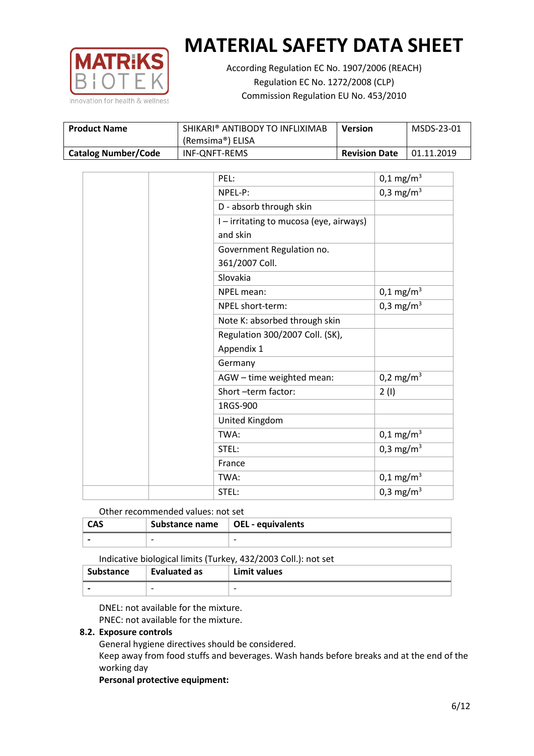| Product Name | SHIKARI® ANTIBODY TO INFLIXIMAB (Remsima®) ELISA | Version | MSDS-23-01 |
|---|---|---|---|
| Catalog Number/Code | INF-QNFT-REMS | Revision Date | 01.11.2019 |

| | | | |
|---|---|---|---|
| | | PEL: | 0,1 mg/m$^3$ |
| | | NPEL-P: | 0,3 mg/m$^3$ |
| | | D - absorb through skin | |
| | | I – irritating to mucosa (eye, airways) and skin | |
| | | Government Regulation no. 361/2007 Coll. | |
| | | Slovakia | |
| | | NPEL mean: | 0,1 mg/m$^3$ |
| | | NPEL short-term: | 0,3 mg/m$^3$ |
| | | Note K: absorbed through skin | |
| | | Regulation 300/2007 Coll. (SK), Appendix 1 | |
| | | Germany | |
| | | AGW – time weighted mean: | 0,2 mg/m$^3$ |
| | | Short –term factor: | 2 (I) |
| | | 1RGS-900 | |
| | | United Kingdom | |
| | | TWA: | 0,1 mg/m$^3$ |
| | | STEL: | 0,3 mg/m$^3$ |
| | | France | |
| | | TWA: | 0,1 mg/m$^3$ |
| | | STEL: | 0,3 mg/m$^3$ |

Other recommended values: not set

| CAS | Substance name | OEL - equivalents |
|---|---|---|
| - | - | - |

Indicative biological limits (Turkey, 432/2003 Coll.): not set

| Substance | Evaluated as | Limit values |
|---|---|---|
| - | - | - |

DNEL: not available for the mixture.
PNEC: not available for the mixture.

**8.2. Exposure controls**

General hygiene directives should be considered.
Keep away from food stuffs and beverages. Wash hands before breaks and at the end of the working day

**Personal protective equipment:**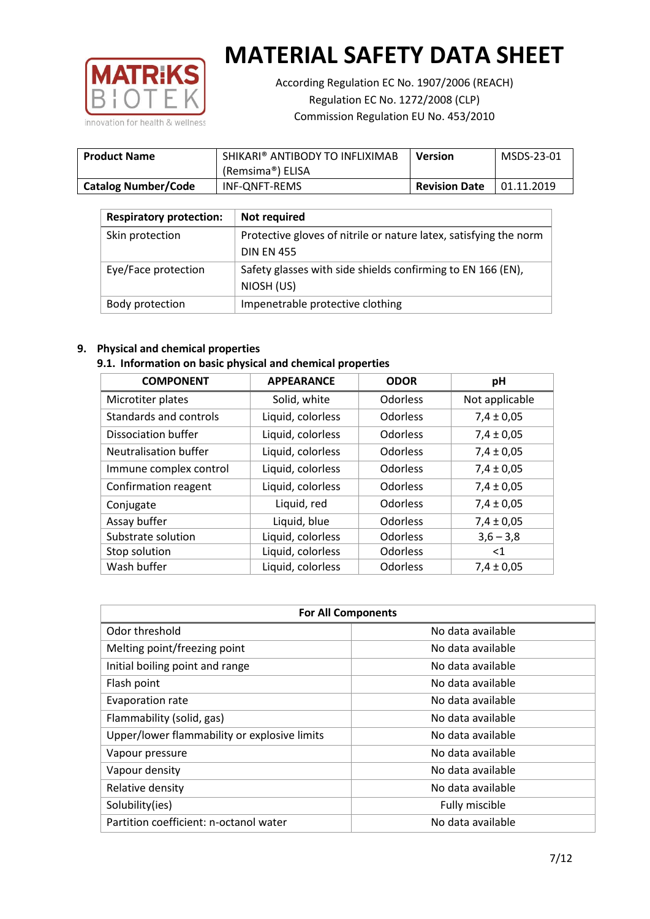| Respiratory protection: | Not required |
|---|---|
| Skin protection | Protective gloves of nitrile or nature latex, satisfying the norm DIN EN 455 |
| Eye/Face protection | Safety glasses with side shields confirming to EN 166 (EN), NIOSH (US) |
| Body protection | Impenetrable protective clothing |

## 9. Physical and chemical properties

### 9.1. Information on basic physical and chemical properties

| COMPONENT | APPEARANCE | ODOR | pH |
|---|---|---|---|
| Microtiter plates | Solid, white | Odorless | Not applicable |
| Standards and controls | Liquid, colorless | Odorless | 7,4 ± 0,05 |
| Dissociation buffer | Liquid, colorless | Odorless | 7,4 ± 0,05 |
| Neutralisation buffer | Liquid, colorless | Odorless | 7,4 ± 0,05 |
| Immune complex control | Liquid, colorless | Odorless | 7,4 ± 0,05 |
| Confirmation reagent | Liquid, colorless | Odorless | 7,4 ± 0,05 |
| Conjugate | Liquid, red | Odorless | 7,4 ± 0,05 |
| Assay buffer | Liquid, blue | Odorless | 7,4 ± 0,05 |
| Substrate solution | Liquid, colorless | Odorless | 3,6 – 3,8 |
| Stop solution | Liquid, colorless | Odorless | <1 |
| Wash buffer | Liquid, colorless | Odorless | 7,4 ± 0,05 |

| For All Components | |
|---|---|
| Odor threshold | No data available |
| Melting point/freezing point | No data available |
| Initial boiling point and range | No data available |
| Flash point | No data available |
| Evaporation rate | No data available |
| Flammability (solid, gas) | No data available |
| Upper/lower flammability or explosive limits | No data available |
| Vapour pressure | No data available |
| Vapour density | No data available |
| Relative density | No data available |
| Solubility(ies) | Fully miscible |
| Partition coefficient: n-octanol water | No data available |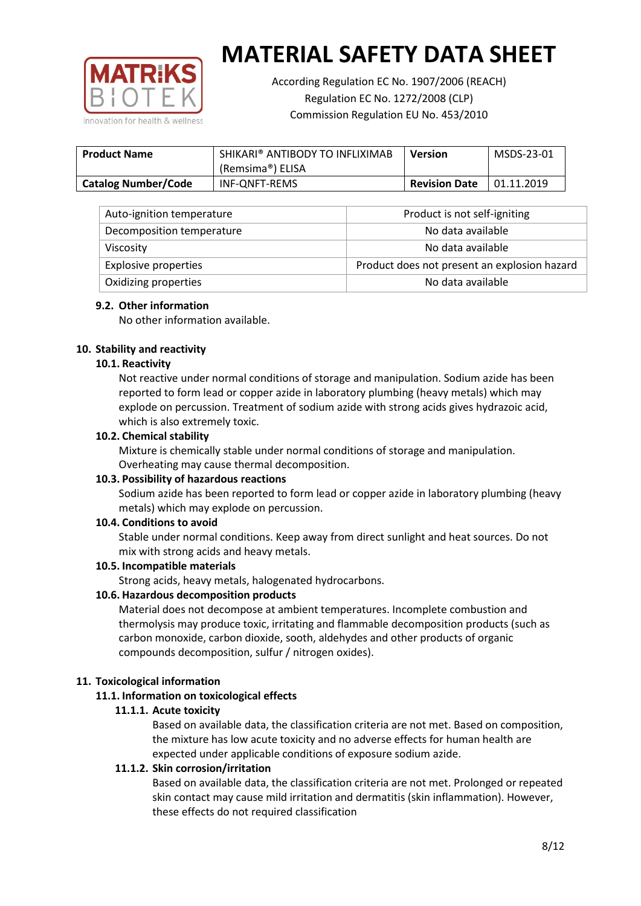| Auto-ignition temperature | Product is not self-igniting |
|---|---|
| Decomposition temperature | No data available |
| Viscosity | No data available |
| Explosive properties | Product does not present an explosion hazard |
| Oxidizing properties | No data available |

### 9.2. Other information

No other information available.

## 10. Stability and reactivity

### 10.1. Reactivity

Not reactive under normal conditions of storage and manipulation. Sodium azide has been reported to form lead or copper azide in laboratory plumbing (heavy metals) which may explode on percussion. Treatment of sodium azide with strong acids gives hydrazoic acid, which is also extremely toxic.

### 10.2. Chemical stability

Mixture is chemically stable under normal conditions of storage and manipulation. Overheating may cause thermal decomposition.

### 10.3. Possibility of hazardous reactions

Sodium azide has been reported to form lead or copper azide in laboratory plumbing (heavy metals) which may explode on percussion.

### 10.4. Conditions to avoid

Stable under normal conditions. Keep away from direct sunlight and heat sources. Do not mix with strong acids and heavy metals.

### 10.5. Incompatible materials

Strong acids, heavy metals, halogenated hydrocarbons.

### 10.6. Hazardous decomposition products

Material does not decompose at ambient temperatures. Incomplete combustion and thermolysis may produce toxic, irritating and flammable decomposition products (such as carbon monoxide, carbon dioxide, sooth, aldehydes and other products of organic compounds decomposition, sulfur / nitrogen oxides).

## 11. Toxicological information

### 11.1. Information on toxicological effects

#### 11.1.1. Acute toxicity

Based on available data, the classification criteria are not met. Based on composition, the mixture has low acute toxicity and no adverse effects for human health are expected under applicable conditions of exposure sodium azide.

#### 11.1.2. Skin corrosion/irritation

Based on available data, the classification criteria are not met. Prolonged or repeated skin contact may cause mild irritation and dermatitis (skin inflammation). However, these effects do not required classification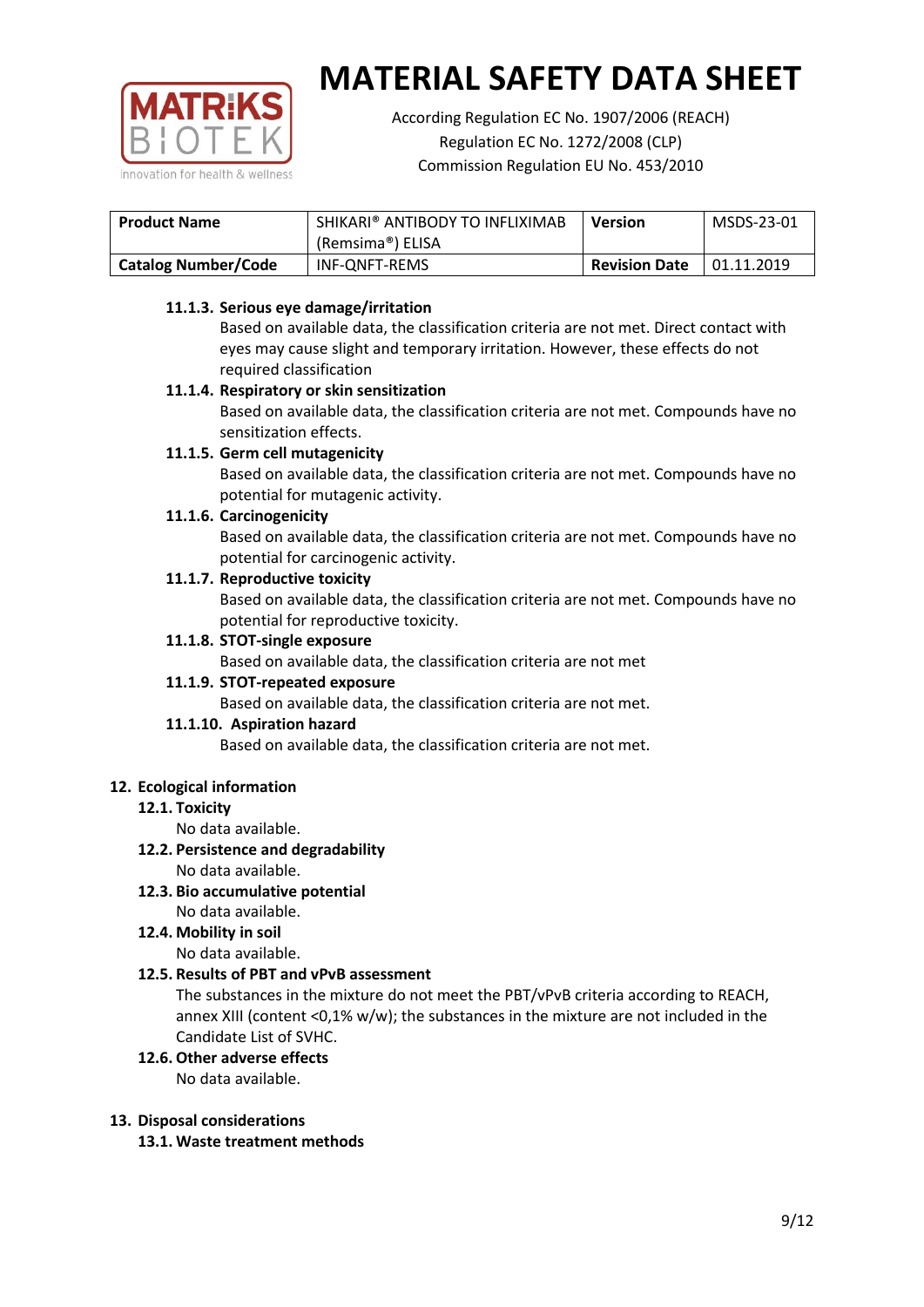#### 11.1.3. Serious eye damage/irritation

Based on available data, the classification criteria are not met. Direct contact with eyes may cause slight and temporary irritation. However, these effects do not required classification

#### 11.1.4. Respiratory or skin sensitization

Based on available data, the classification criteria are not met. Compounds have no sensitization effects.

#### 11.1.5. Germ cell mutagenicity

Based on available data, the classification criteria are not met. Compounds have no potential for mutagenic activity.

#### 11.1.6. Carcinogenicity

Based on available data, the classification criteria are not met. Compounds have no potential for carcinogenic activity.

#### 11.1.7. Reproductive toxicity

Based on available data, the classification criteria are not met. Compounds have no potential for reproductive toxicity.

#### 11.1.8. STOT-single exposure

Based on available data, the classification criteria are not met

#### 11.1.9. STOT-repeated exposure

Based on available data, the classification criteria are not met.

#### 11.1.10. Aspiration hazard

Based on available data, the classification criteria are not met.

## 12. Ecological information

### 12.1. Toxicity

No data available.

### 12.2. Persistence and degradability

No data available.

### 12.3. Bio accumulative potential

No data available.

### 12.4. Mobility in soil

No data available.

### 12.5. Results of PBT and vPvB assessment

The substances in the mixture do not meet the PBT/vPvB criteria according to REACH, annex XIII (content <0,1% w/w); the substances in the mixture are not included in the Candidate List of SVHC.

### 12.6. Other adverse effects

No data available.

## 13. Disposal considerations

### 13.1. Waste treatment methods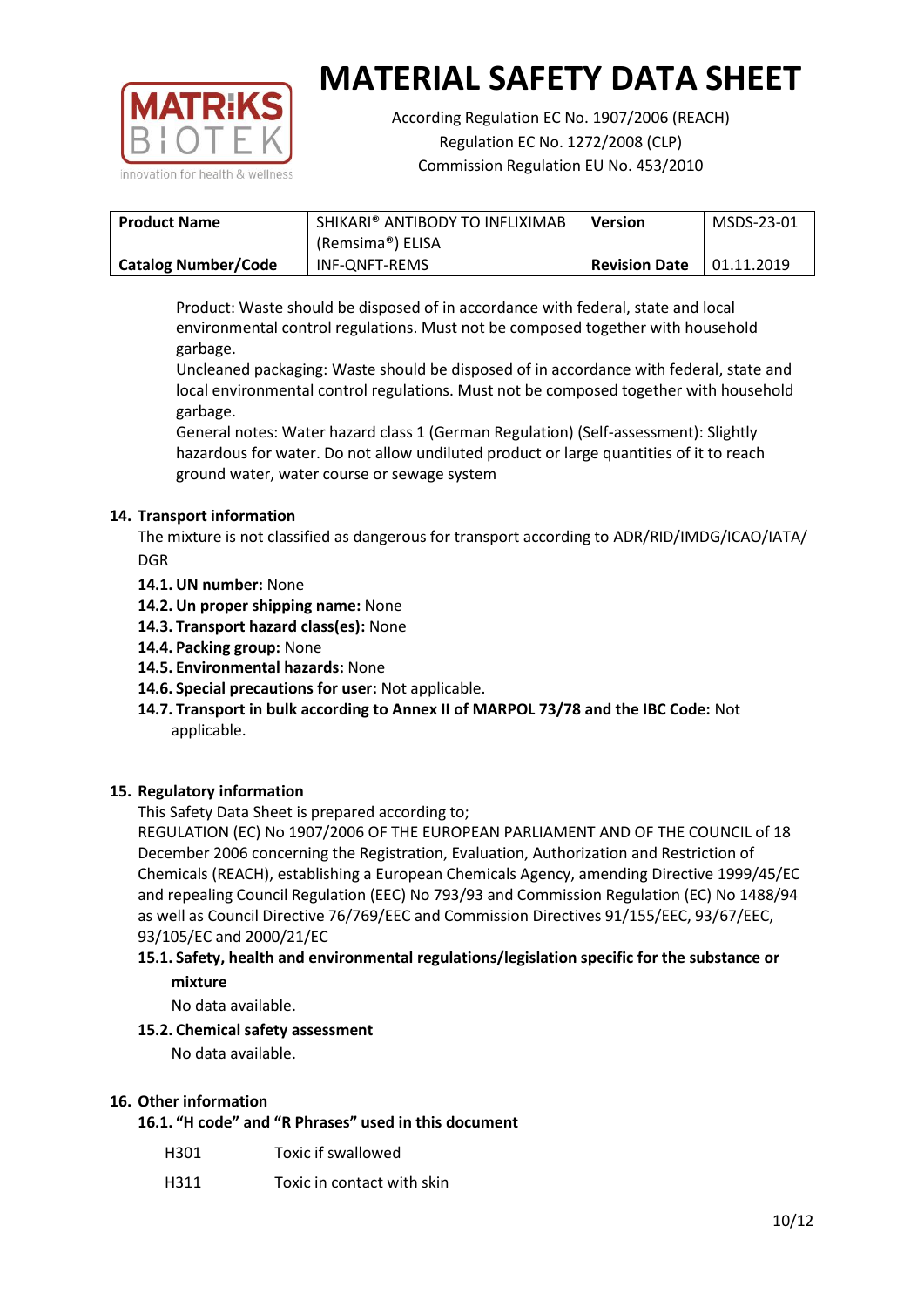Product: Waste should be disposed of in accordance with federal, state and local environmental control regulations. Must not be composed together with household garbage.

Uncleaned packaging: Waste should be disposed of in accordance with federal, state and local environmental control regulations. Must not be composed together with household garbage.

General notes: Water hazard class 1 (German Regulation) (Self-assessment): Slightly hazardous for water. Do not allow undiluted product or large quantities of it to reach ground water, water course or sewage system

## 14. Transport information

The mixture is not classified as dangerous for transport according to ADR/RID/IMDG/ICAO/IATA/DGR

- **14.1. UN number:** None
- **14.2. Un proper shipping name:** None
- **14.3. Transport hazard class(es):** None
- **14.4. Packing group:** None
- **14.5. Environmental hazards:** None
- **14.6. Special precautions for user:** Not applicable.
- **14.7. Transport in bulk according to Annex II of MARPOL 73/78 and the IBC Code:** Not applicable.

## 15. Regulatory information

This Safety Data Sheet is prepared according to;

REGULATION (EC) No 1907/2006 OF THE EUROPEAN PARLIAMENT AND OF THE COUNCIL of 18 December 2006 concerning the Registration, Evaluation, Authorization and Restriction of Chemicals (REACH), establishing a European Chemicals Agency, amending Directive 1999/45/EC and repealing Council Regulation (EEC) No 793/93 and Commission Regulation (EC) No 1488/94 as well as Council Directive 76/769/EEC and Commission Directives 91/155/EEC, 93/67/EEC, 93/105/EC and 2000/21/EC

### 15.1. Safety, health and environmental regulations/legislation specific for the substance or mixture

No data available.

### 15.2. Chemical safety assessment

No data available.

## 16. Other information

### 16.1. "H code" and "R Phrases" used in this document

| | |
|---|---|
| H301 | Toxic if swallowed |
| H311 | Toxic in contact with skin |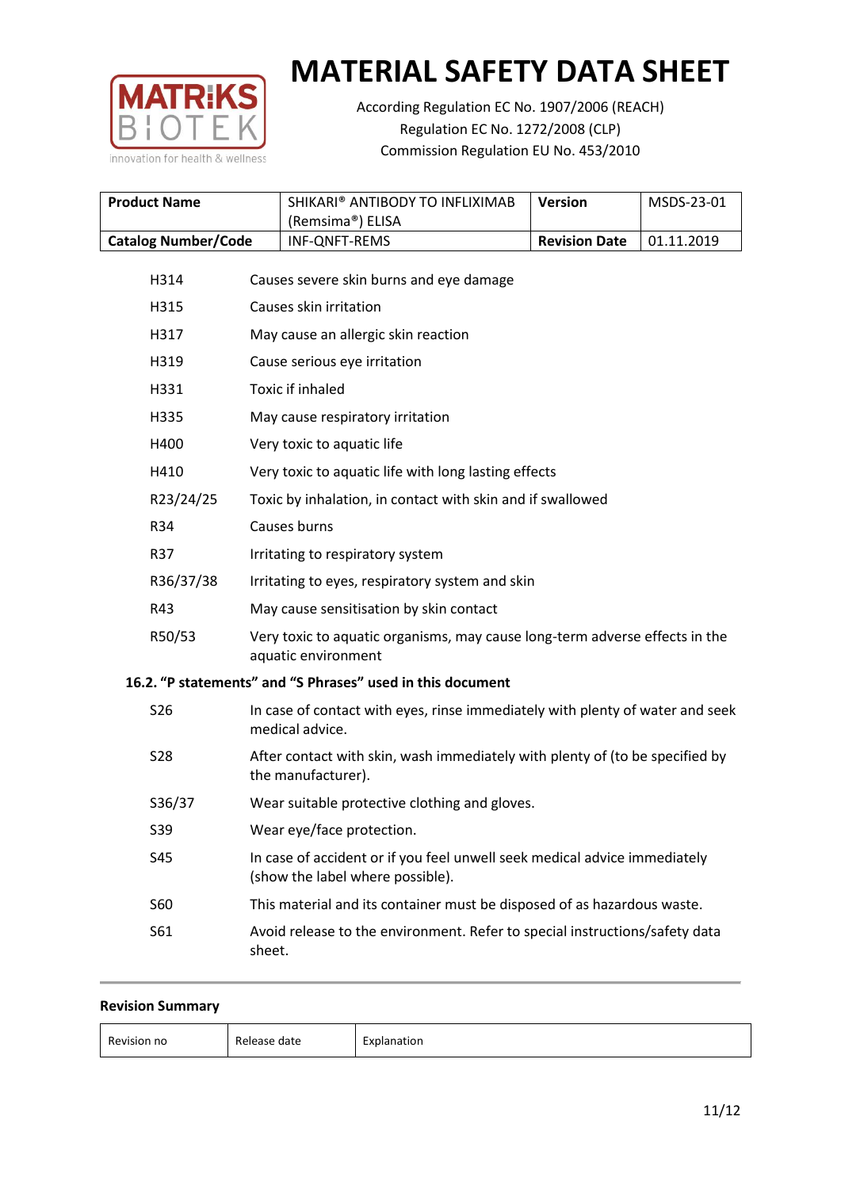| **Product Name** | SHIKARI® ANTIBODY TO INFLIXIMAB (Remsima®) ELISA | **Version** | MSDS-23-01 |
|---|---|---|---|
| **Catalog Number/Code** | INF-QNFT-REMS | **Revision Date** | 01.11.2019 |

| | |
|---|---|
| H314 | Causes severe skin burns and eye damage |
| H315 | Causes skin irritation |
| H317 | May cause an allergic skin reaction |
| H319 | Cause serious eye irritation |
| H331 | Toxic if inhaled |
| H335 | May cause respiratory irritation |
| H400 | Very toxic to aquatic life |
| H410 | Very toxic to aquatic life with long lasting effects |
| R23/24/25 | Toxic by inhalation, in contact with skin and if swallowed |
| R34 | Causes burns |
| R37 | Irritating to respiratory system |
| R36/37/38 | Irritating to eyes, respiratory system and skin |
| R43 | May cause sensitisation by skin contact |
| R50/53 | Very toxic to aquatic organisms, may cause long-term adverse effects in the aquatic environment |

### 16.2. "P statements" and "S Phrases" used in this document

| | |
|---|---|
| S26 | In case of contact with eyes, rinse immediately with plenty of water and seek medical advice. |
| S28 | After contact with skin, wash immediately with plenty of (to be specified by the manufacturer). |
| S36/37 | Wear suitable protective clothing and gloves. |
| S39 | Wear eye/face protection. |
| S45 | In case of accident or if you feel unwell seek medical advice immediately (show the label where possible). |
| S60 | This material and its container must be disposed of as hazardous waste. |
| S61 | Avoid release to the environment. Refer to special instructions/safety data sheet. |

**Revision Summary**

| Revision no | Release date | Explanation |
|---|---|---|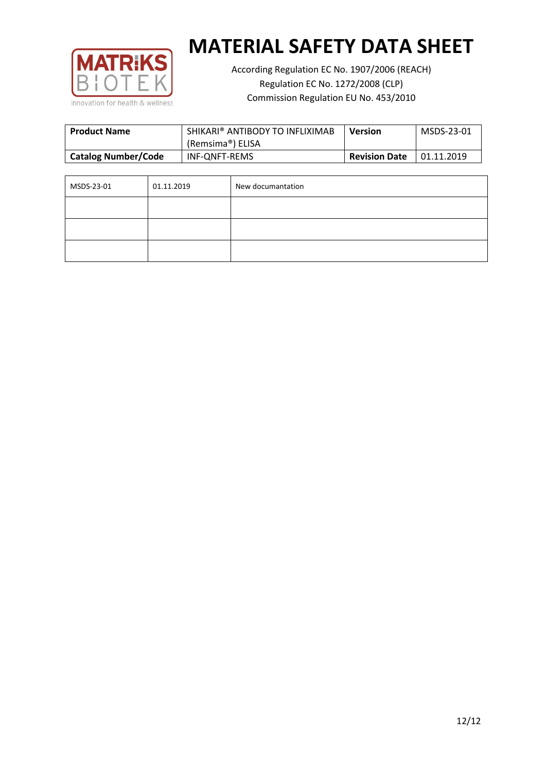# MATERIAL SAFETY DATA SHEET

According Regulation EC No. 1907/2006 (REACH)
Regulation EC No. 1272/2008 (CLP)
Commission Regulation EU No. 453/2010

| | | | |
|---|---|---|---|
| **Product Name** | SHIKARI® ANTIBODY TO INFLIXIMAB (Remsima®) ELISA | **Version** | MSDS-23-01 |
| **Catalog Number/Code** | INF-QNFT-REMS | **Revision Date** | 01.11.2019 |

| | | |
|---|---|---|
| MSDS-23-01 | 01.11.2019 | New documantation |
| | | |
| | | |
| | | |